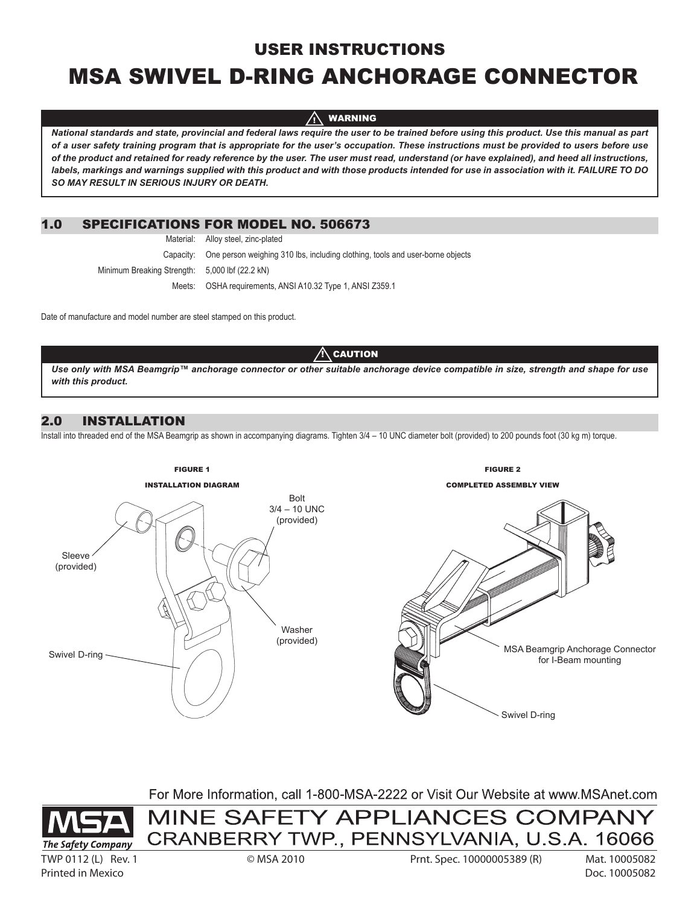# USER INSTRUCTIONS

# MSA SWIVEL D-RING ANCHORAGE CONNECTOR

**⚠ WARNING**

***National standards and state, provincial and federal laws require the user to be trained before using this product. Use this manual as part of a user safety training program that is appropriate for the user's occupation. These instructions must be provided to users before use of the product and retained for ready reference by the user. The user must read, understand (or have explained), and heed all instructions, labels, markings and warnings supplied with this product and with those products intended for use in association with it. FAILURE TO DO SO MAY RESULT IN SERIOUS INJURY OR DEATH.***

## 1.0 SPECIFICATIONS FOR MODEL NO. 506673

| | |
|---|---|
| Material: | Alloy steel, zinc-plated |
| Capacity: | One person weighing 310 lbs, including clothing, tools and user-borne objects |
| Minimum Breaking Strength: | 5,000 lbf (22.2 kN) |
| Meets: | OSHA requirements, ANSI A10.32 Type 1, ANSI Z359.1 |

Date of manufacture and model number are steel stamped on this product.

**⚠ CAUTION**

***Use only with MSA Beamgrip™ anchorage connector or other suitable anchorage device compatible in size, strength and shape for use with this product.***

## 2.0 INSTALLATION

Install into threaded end of the MSA Beamgrip as shown in accompanying diagrams. Tighten 3/4 – 10 UNC diameter bolt (provided) to 200 pounds foot (30 kg m) torque.

**FIGURE 1**

**INSTALLATION DIAGRAM**

Sleeve (provided)

Bolt 3/4 – 10 UNC (provided)

Washer (provided)

Swivel D-ring

**FIGURE 2**

**COMPLETED ASSEMBLY VIEW**

MSA Beamgrip Anchorage Connector for I-Beam mounting

Swivel D-ring

For More Information, call 1-800-MSA-2222 or Visit Our Website at www.MSAnet.com

MSA The Safety Company

MINE SAFETY APPLIANCES COMPANY
CRANBERRY TWP., PENNSYLVANIA, U.S.A. 16066

TWP 0112 (L) Rev. 1 © MSA 2010 Prnt. Spec. 10000005389 (R) Mat. 10005082
Printed in Mexico Doc. 10005082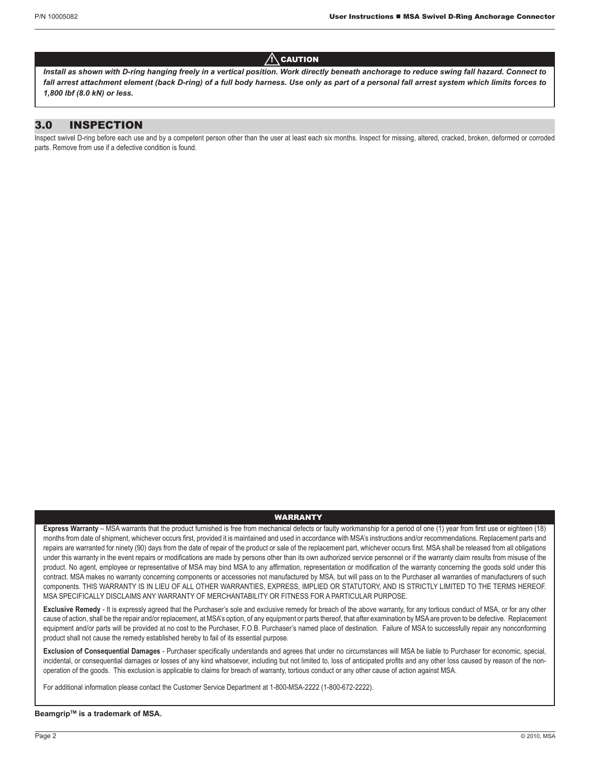**⚠ CAUTION**

***Install as shown with D-ring hanging freely in a vertical position. Work directly beneath anchorage to reduce swing fall hazard. Connect to fall arrest attachment element (back D-ring) of a full body harness. Use only as part of a personal fall arrest system which limits forces to 1,800 lbf (8.0 kN) or less.***

## 3.0 INSPECTION

Inspect swivel D-ring before each use and by a competent person other than the user at least each six months. Inspect for missing, altered, cracked, broken, deformed or corroded parts. Remove from use if a defective condition is found.

**WARRANTY**

**Express Warranty** – MSA warrants that the product furnished is free from mechanical defects or faulty workmanship for a period of one (1) year from first use or eighteen (18) months from date of shipment, whichever occurs first, provided it is maintained and used in accordance with MSA's instructions and/or recommendations. Replacement parts and repairs are warranted for ninety (90) days from the date of repair of the product or sale of the replacement part, whichever occurs first. MSA shall be released from all obligations under this warranty in the event repairs or modifications are made by persons other than its own authorized service personnel or if the warranty claim results from misuse of the product. No agent, employee or representative of MSA may bind MSA to any affirmation, representation or modification of the warranty concerning the goods sold under this contract. MSA makes no warranty concerning components or accessories not manufactured by MSA, but will pass on to the Purchaser all warranties of manufacturers of such components. THIS WARRANTY IS IN LIEU OF ALL OTHER WARRANTIES, EXPRESS, IMPLIED OR STATUTORY, AND IS STRICTLY LIMITED TO THE TERMS HEREOF. MSA SPECIFICALLY DISCLAIMS ANY WARRANTY OF MERCHANTABILITY OR FITNESS FOR A PARTICULAR PURPOSE.

**Exclusive Remedy** - It is expressly agreed that the Purchaser's sole and exclusive remedy for breach of the above warranty, for any tortious conduct of MSA, or for any other cause of action, shall be the repair and/or replacement, at MSA's option, of any equipment or parts thereof, that after examination by MSA are proven to be defective. Replacement equipment and/or parts will be provided at no cost to the Purchaser, F.O.B. Purchaser's named place of destination. Failure of MSA to successfully repair any nonconforming product shall not cause the remedy established hereby to fail of its essential purpose.

**Exclusion of Consequential Damages** - Purchaser specifically understands and agrees that under no circumstances will MSA be liable to Purchaser for economic, special, incidental, or consequential damages or losses of any kind whatsoever, including but not limited to, loss of anticipated profits and any other loss caused by reason of the non-operation of the goods. This exclusion is applicable to claims for breach of warranty, tortious conduct or any other cause of action against MSA.

For additional information please contact the Customer Service Department at 1-800-MSA-2222 (1-800-672-2222).

**Beamgrip™ is a trademark of MSA.**